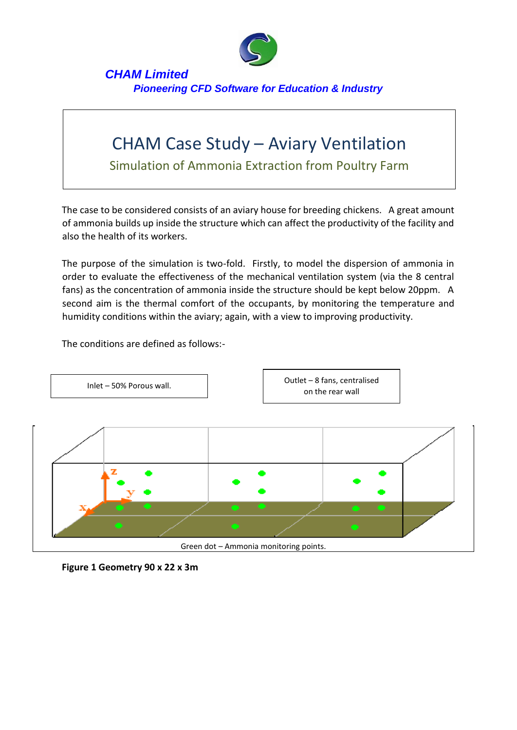*CHAM Limited*

*Pioneering CFD Software for Education & Industry*

# CHAM Case Study – Aviary Ventilation

## Simulation of Ammonia Extraction from Poultry Farm

The case to be considered consists of an aviary house for breeding chickens. A great amount of ammonia builds up inside the structure which can affect the productivity of the facility and also the health of its workers.

The purpose of the simulation is two-fold. Firstly, to model the dispersion of ammonia in order to evaluate the effectiveness of the mechanical ventilation system (via the 8 central fans) as the concentration of ammonia inside the structure should be kept below 20ppm. A second aim is the thermal comfort of the occupants, by monitoring the temperature and humidity conditions within the aviary; again, with a view to improving productivity.

The conditions are defined as follows:-

Inlet – 50% Porous wall.

Outlet – 8 fans, centralised on the rear wall

Green dot – Ammonia monitoring points.

**Figure 1 Geometry 90 x 22 x 3m**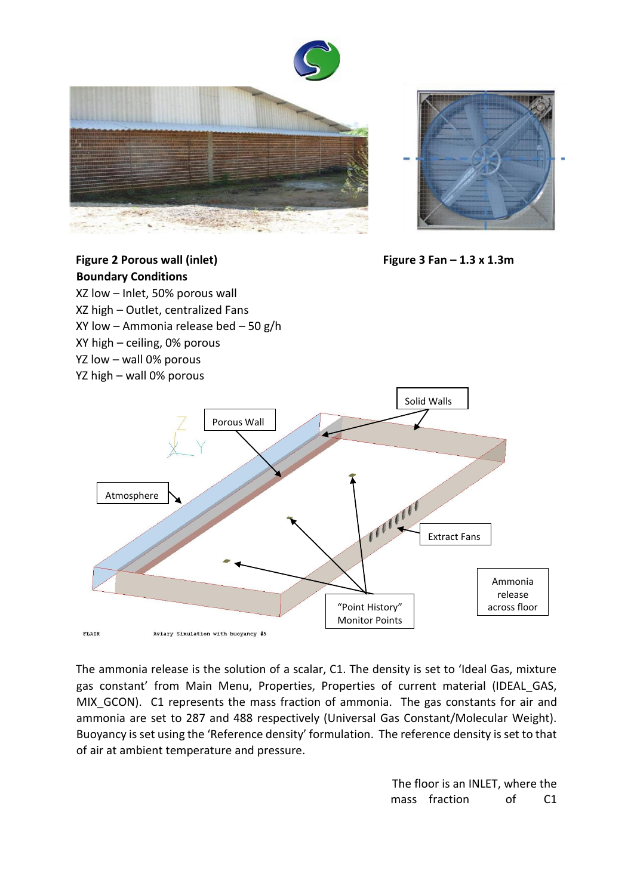**Figure 2 Porous wall (inlet)**

**Figure 3 Fan – 1.3 x 1.3m**

**Boundary Conditions**

XZ low – Inlet, 50% porous wall
XZ high – Outlet, centralized Fans
XY low – Ammonia release bed – 50 g/h
XY high – ceiling, 0% porous
YZ low – wall 0% porous
YZ high – wall 0% porous

The ammonia release is the solution of a scalar, C1. The density is set to 'Ideal Gas, mixture gas constant' from Main Menu, Properties, Properties of current material (IDEAL_GAS, MIX_GCON). C1 represents the mass fraction of ammonia. The gas constants for air and ammonia are set to 287 and 488 respectively (Universal Gas Constant/Molecular Weight). Buoyancy is set using the 'Reference density' formulation. The reference density is set to that of air at ambient temperature and pressure.

The floor is an INLET, where the mass fraction of C1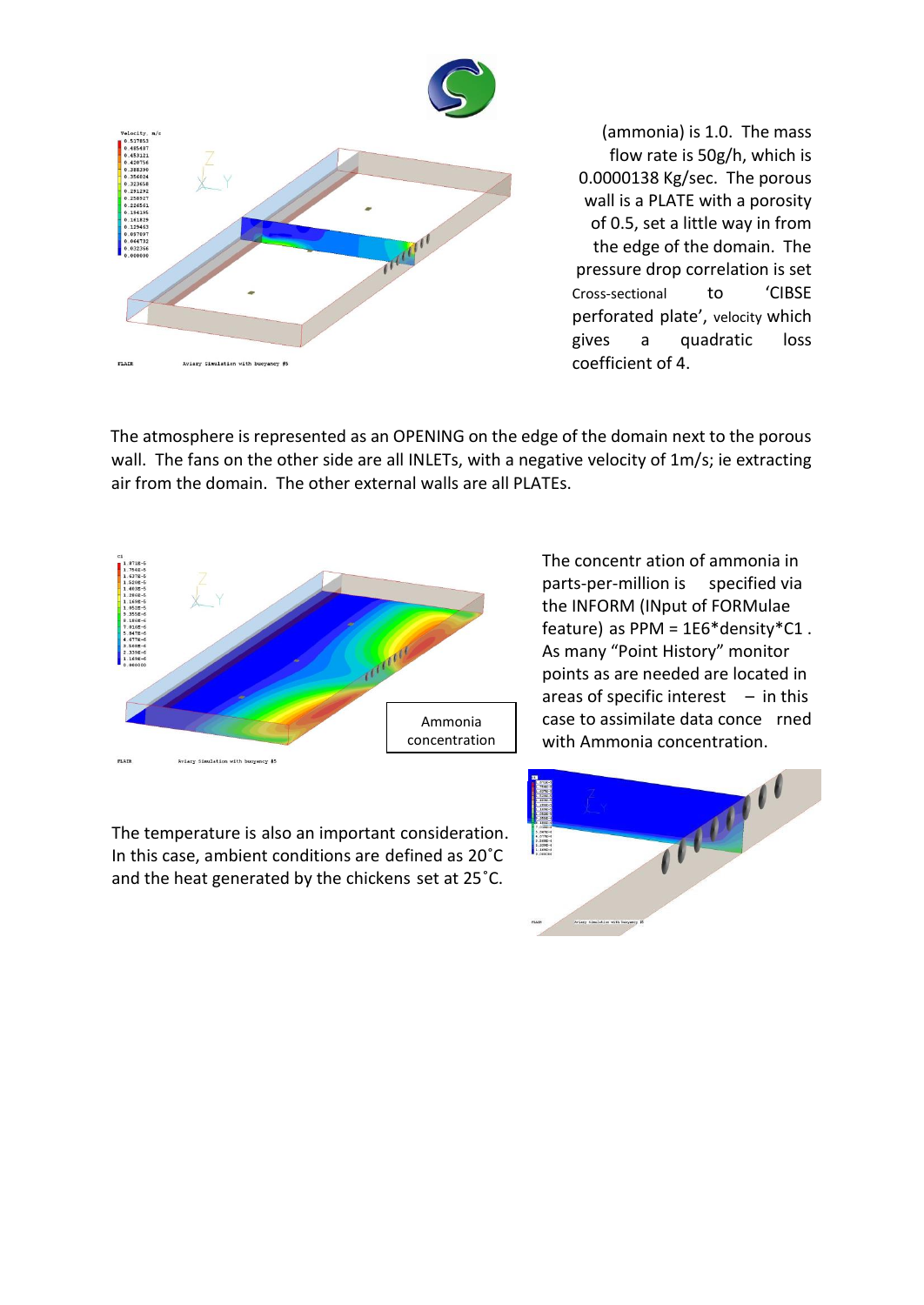(ammonia) is 1.0. The mass flow rate is 50g/h, which is 0.0000138 Kg/sec. The porous wall is a PLATE with a porosity of 0.5, set a little way in from the edge of the domain. The pressure drop correlation is set Cross-sectional to 'CIBSE perforated plate', velocity which gives a quadratic loss coefficient of 4.

The atmosphere is represented as an OPENING on the edge of the domain next to the porous wall. The fans on the other side are all INLETs, with a negative velocity of 1m/s; ie extracting air from the domain. The other external walls are all PLATEs.

Ammonia concentration

The concentr ation of ammonia in parts-per-million is specified via the INFORM (INput of FORMulae feature) as PPM = 1E6*density*C1 . As many "Point History" monitor points as are needed are located in areas of specific interest – in this case to assimilate data conce rned with Ammonia concentration.

The temperature is also an important consideration. In this case, ambient conditions are defined as 20˚C and the heat generated by the chickens set at 25˚C.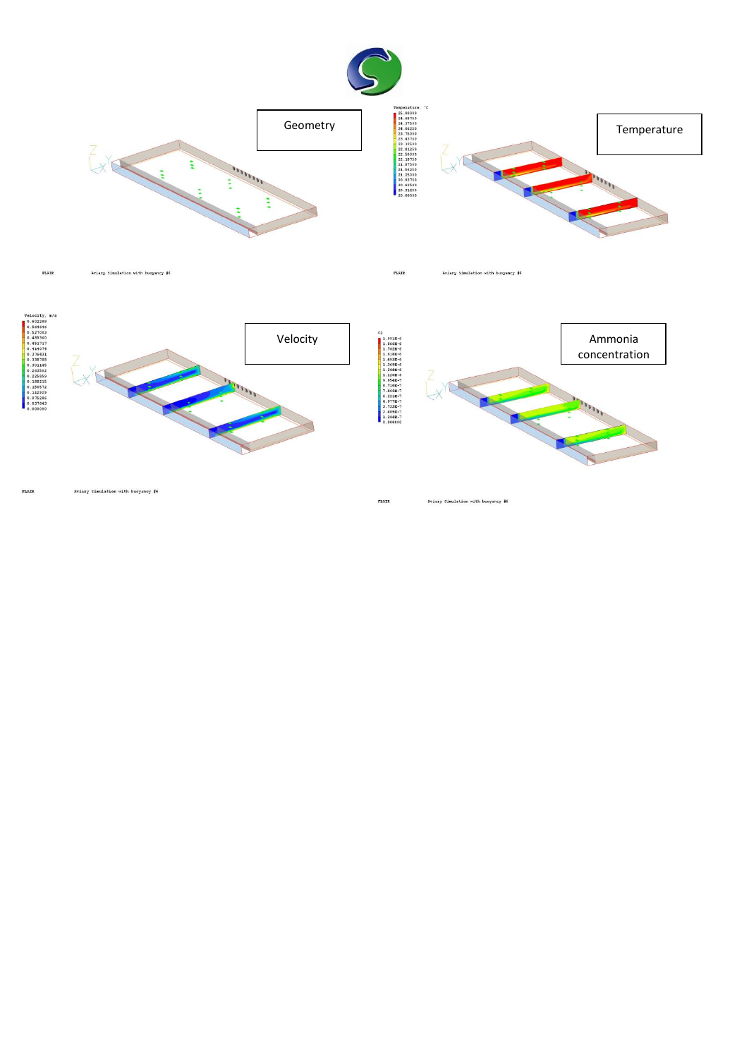Geometry

FLAIR Aviary Simulation with buoyancy #6

Temperature

Temperature, °C
25.00000
24.68750
24.37500
24.06250
23.75000
23.43750
23.12500
22.81250
22.50000
22.18750
21.87500
21.56250
21.25000
20.93750
20.62500
20.31250
20.00000

FLAIR Aviary Simulation with buoyancy #6

Velocity

Velocity, m/s
0.602299
0.564646
0.527032
0.489360
0.451717
0.414074
0.376431
0.338788
0.301145
0.263502
0.225859
0.188215
0.150572
0.112929
0.075286
0.037643
0.000000

FLAIR Aviary Simulation with buoyancy #6

Ammonia concentration

C1
1.991E-6
1.866E-6
1.742E-6
1.618E-6
1.493E-6
1.369E-6
1.244E-6
1.120E-6
9.954E-7
8.710E-7
7.466E-7
6.221E-7
4.977E-7
3.733E-7
2.489E-7
1.244E-7
0.000000

FLAIR Aviary Simulation with buoyancy #6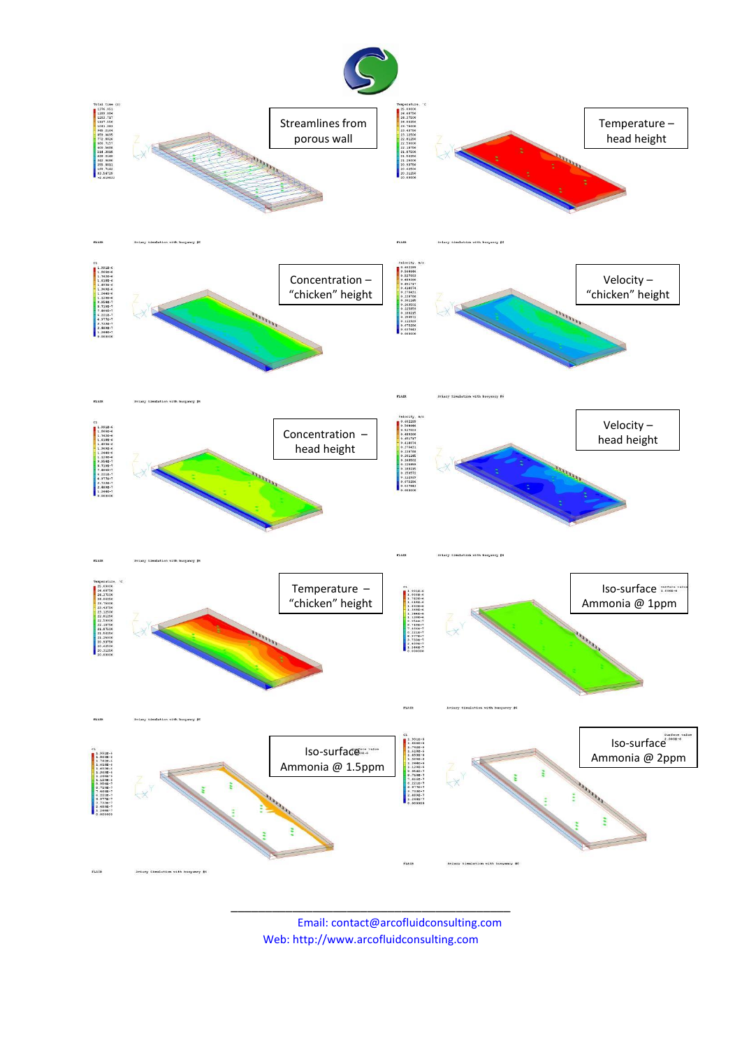Streamlines from porous wall

Temperature – head height

Concentration – "chicken" height

Velocity – "chicken" height

Concentration – head height

Velocity – head height

Temperature – "chicken" height

Iso-surface Ammonia @ 1ppm

Iso-surface Ammonia @ 1.5ppm

Iso-surface Ammonia @ 2ppm

---

Email: contact@arcofluidconsulting.com
Web: http://www.arcofluidconsulting.com